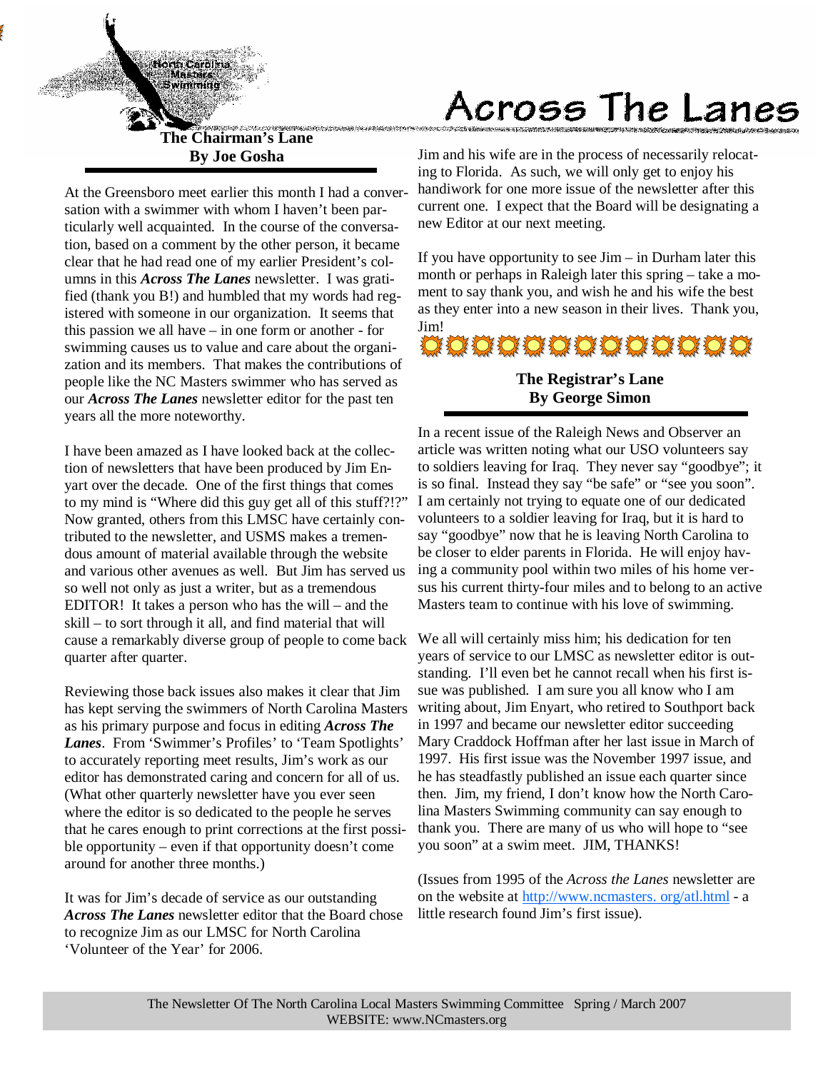# Across The Lanes

## The Chairman's Lane
### By Joe Gosha

At the Greensboro meet earlier this month I had a conversation with a swimmer with whom I haven't been particularly well acquainted. In the course of the conversation, based on a comment by the other person, it became clear that he had read one of my earlier President's columns in this ***Across The Lanes*** newsletter. I was gratified (thank you B!) and humbled that my words had registered with someone in our organization. It seems that this passion we all have – in one form or another - for swimming causes us to value and care about the organization and its members. That makes the contributions of people like the NC Masters swimmer who has served as our ***Across The Lanes*** newsletter editor for the past ten years all the more noteworthy.

I have been amazed as I have looked back at the collection of newsletters that have been produced by Jim Enyart over the decade. One of the first things that comes to my mind is "Where did this guy get all of this stuff?!?" Now granted, others from this LMSC have certainly contributed to the newsletter, and USMS makes a tremendous amount of material available through the website and various other avenues as well. But Jim has served us so well not only as just a writer, but as a tremendous EDITOR! It takes a person who has the will – and the skill – to sort through it all, and find material that will cause a remarkably diverse group of people to come back quarter after quarter.

Reviewing those back issues also makes it clear that Jim has kept serving the swimmers of North Carolina Masters as his primary purpose and focus in editing ***Across The Lanes***. From 'Swimmer's Profiles' to 'Team Spotlights' to accurately reporting meet results, Jim's work as our editor has demonstrated caring and concern for all of us. (What other quarterly newsletter have you ever seen where the editor is so dedicated to the people he serves that he cares enough to print corrections at the first possible opportunity – even if that opportunity doesn't come around for another three months.)

It was for Jim's decade of service as our outstanding ***Across The Lanes*** newsletter editor that the Board chose to recognize Jim as our LMSC for North Carolina 'Volunteer of the Year' for 2006.

Jim and his wife are in the process of necessarily relocating to Florida. As such, we will only get to enjoy his handiwork for one more issue of the newsletter after this current one. I expect that the Board will be designating a new Editor at our next meeting.

If you have opportunity to see Jim – in Durham later this month or perhaps in Raleigh later this spring – take a moment to say thank you, and wish he and his wife the best as they enter into a new season in their lives. Thank you, Jim!

## The Registrar's Lane
### By George Simon

In a recent issue of the Raleigh News and Observer an article was written noting what our USO volunteers say to soldiers leaving for Iraq. They never say "goodbye"; it is so final. Instead they say "be safe" or "see you soon". I am certainly not trying to equate one of our dedicated volunteers to a soldier leaving for Iraq, but it is hard to say "goodbye" now that he is leaving North Carolina to be closer to elder parents in Florida. He will enjoy having a community pool within two miles of his home versus his current thirty-four miles and to belong to an active Masters team to continue with his love of swimming.

We all will certainly miss him; his dedication for ten years of service to our LMSC as newsletter editor is outstanding. I'll even bet he cannot recall when his first issue was published. I am sure you all know who I am writing about, Jim Enyart, who retired to Southport back in 1997 and became our newsletter editor succeeding Mary Craddock Hoffman after her last issue in March of 1997. His first issue was the November 1997 issue, and he has steadfastly published an issue each quarter since then. Jim, my friend, I don't know how the North Carolina Masters Swimming community can say enough to thank you. There are many of us who will hope to "see you soon" at a swim meet. JIM, THANKS!

(Issues from 1995 of the *Across the Lanes* newsletter are on the website at http://www.ncmasters. org/atl.html - a little research found Jim's first issue).

The Newsletter Of The North Carolina Local Masters Swimming Committee Spring / March 2007
WEBSITE: www.NCmasters.org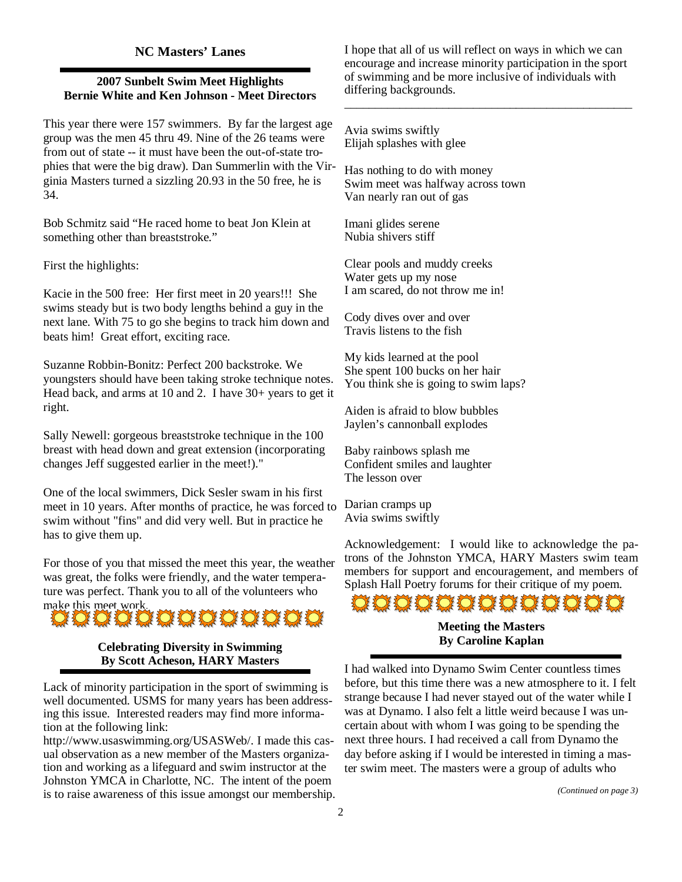## NC Masters' Lanes

### 2007 Sunbelt Swim Meet Highlights
### Bernie White and Ken Johnson - Meet Directors

This year there were 157 swimmers. By far the largest age group was the men 45 thru 49. Nine of the 26 teams were from out of state -- it must have been the out-of-state trophies that were the big draw). Dan Summerlin with the Virginia Masters turned a sizzling 20.93 in the 50 free, he is 34.

Bob Schmitz said "He raced home to beat Jon Klein at something other than breaststroke."

First the highlights:

Kacie in the 500 free: Her first meet in 20 years!!! She swims steady but is two body lengths behind a guy in the next lane. With 75 to go she begins to track him down and beats him! Great effort, exciting race.

Suzanne Robbin-Bonitz: Perfect 200 backstroke. We youngsters should have been taking stroke technique notes. Head back, and arms at 10 and 2. I have 30+ years to get it right.

Sally Newell: gorgeous breaststroke technique in the 100 breast with head down and great extension (incorporating changes Jeff suggested earlier in the meet!)."

One of the local swimmers, Dick Sesler swam in his first meet in 10 years. After months of practice, he was forced to swim without "fins" and did very well. But in practice he has to give them up.

For those of you that missed the meet this year, the weather was great, the folks were friendly, and the water temperature was perfect. Thank you to all of the volunteers who make this meet work.

### Celebrating Diversity in Swimming
### By Scott Acheson, HARY Masters

Lack of minority participation in the sport of swimming is well documented. USMS for many years has been addressing this issue. Interested readers may find more information at the following link:
http://www.usaswimming.org/USASWeb/. I made this casual observation as a new member of the Masters organization and working as a lifeguard and swim instructor at the Johnston YMCA in Charlotte, NC. The intent of the poem is to raise awareness of this issue amongst our membership. I hope that all of us will reflect on ways in which we can encourage and increase minority participation in the sport of swimming and be more inclusive of individuals with differing backgrounds.

---

Avia swims swiftly
Elijah splashes with glee

Has nothing to do with money
Swim meet was halfway across town
Van nearly ran out of gas

Imani glides serene
Nubia shivers stiff

Clear pools and muddy creeks
Water gets up my nose
I am scared, do not throw me in!

Cody dives over and over
Travis listens to the fish

My kids learned at the pool
She spent 100 bucks on her hair
You think she is going to swim laps?

Aiden is afraid to blow bubbles
Jaylen's cannonball explodes

Baby rainbows splash me
Confident smiles and laughter
The lesson over

Darian cramps up
Avia swims swiftly

Acknowledgement: I would like to acknowledge the patrons of the Johnston YMCA, HARY Masters swim team members for support and encouragement, and members of Splash Hall Poetry forums for their critique of my poem.

### Meeting the Masters
### By Caroline Kaplan

I had walked into Dynamo Swim Center countless times before, but this time there was a new atmosphere to it. I felt strange because I had never stayed out of the water while I was at Dynamo. I also felt a little weird because I was uncertain about with whom I was going to be spending the next three hours. I had received a call from Dynamo the day before asking if I would be interested in timing a master swim meet. The masters were a group of adults who

*(Continued on page 3)*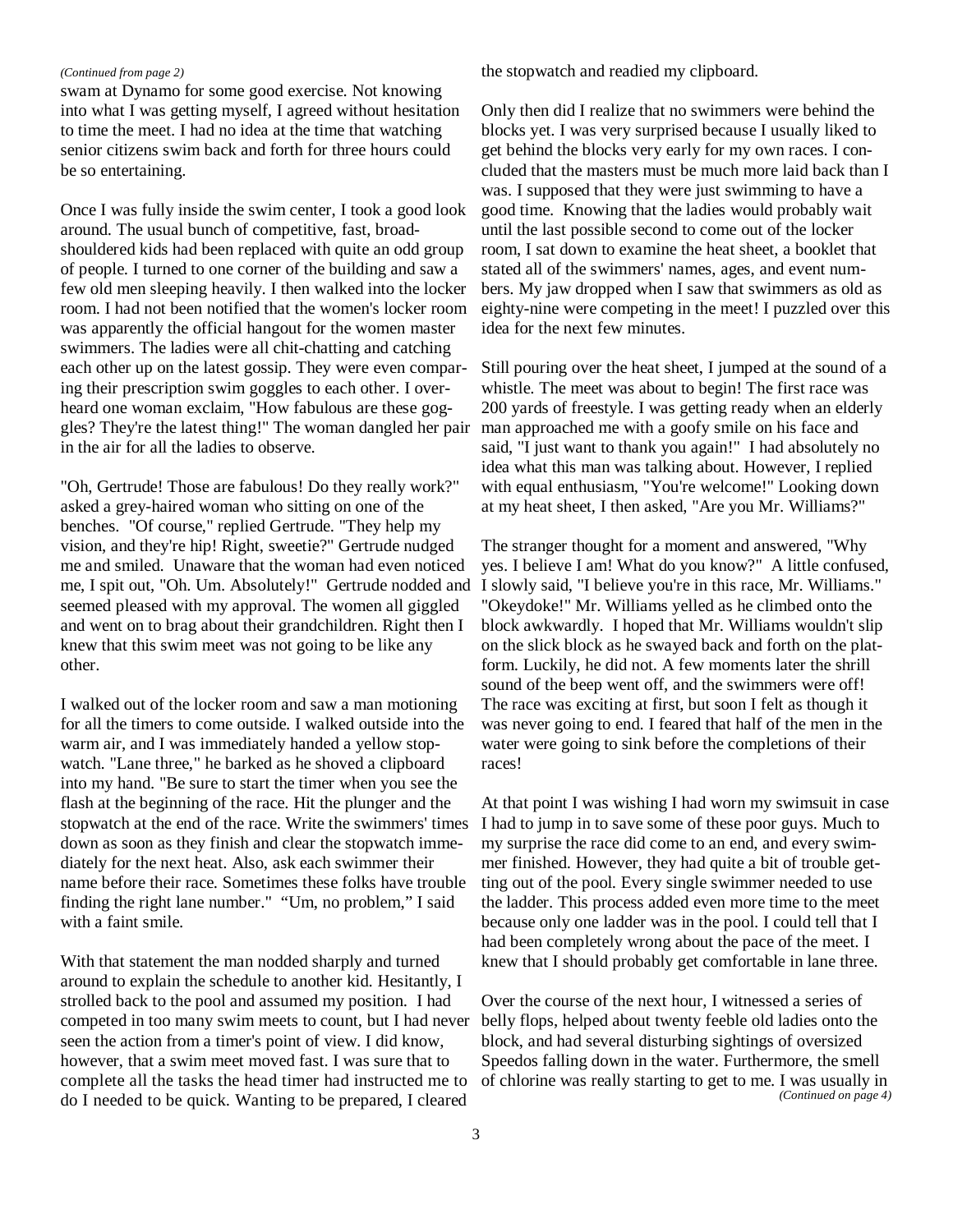*(Continued from page 2)*

swam at Dynamo for some good exercise. Not knowing into what I was getting myself, I agreed without hesitation to time the meet. I had no idea at the time that watching senior citizens swim back and forth for three hours could be so entertaining.

Once I was fully inside the swim center, I took a good look around. The usual bunch of competitive, fast, broad-shouldered kids had been replaced with quite an odd group of people. I turned to one corner of the building and saw a few old men sleeping heavily. I then walked into the locker room. I had not been notified that the women's locker room was apparently the official hangout for the women master swimmers. The ladies were all chit-chatting and catching each other up on the latest gossip. They were even comparing their prescription swim goggles to each other. I overheard one woman exclaim, "How fabulous are these goggles? They're the latest thing!" The woman dangled her pair in the air for all the ladies to observe.

"Oh, Gertrude! Those are fabulous! Do they really work?" asked a grey-haired woman who sitting on one of the benches. "Of course," replied Gertrude. "They help my vision, and they're hip! Right, sweetie?" Gertrude nudged me and smiled. Unaware that the woman had even noticed me, I spit out, "Oh. Um. Absolutely!" Gertrude nodded and seemed pleased with my approval. The women all giggled and went on to brag about their grandchildren. Right then I knew that this swim meet was not going to be like any other.

I walked out of the locker room and saw a man motioning for all the timers to come outside. I walked outside into the warm air, and I was immediately handed a yellow stopwatch. "Lane three," he barked as he shoved a clipboard into my hand. "Be sure to start the timer when you see the flash at the beginning of the race. Hit the plunger and the stopwatch at the end of the race. Write the swimmers' times down as soon as they finish and clear the stopwatch immediately for the next heat. Also, ask each swimmer their name before their race. Sometimes these folks have trouble finding the right lane number." "Um, no problem," I said with a faint smile.

With that statement the man nodded sharply and turned around to explain the schedule to another kid. Hesitantly, I strolled back to the pool and assumed my position. I had competed in too many swim meets to count, but I had never seen the action from a timer's point of view. I did know, however, that a swim meet moved fast. I was sure that to complete all the tasks the head timer had instructed me to do I needed to be quick. Wanting to be prepared, I cleared the stopwatch and readied my clipboard.

Only then did I realize that no swimmers were behind the blocks yet. I was very surprised because I usually liked to get behind the blocks very early for my own races. I concluded that the masters must be much more laid back than I was. I supposed that they were just swimming to have a good time. Knowing that the ladies would probably wait until the last possible second to come out of the locker room, I sat down to examine the heat sheet, a booklet that stated all of the swimmers' names, ages, and event numbers. My jaw dropped when I saw that swimmers as old as eighty-nine were competing in the meet! I puzzled over this idea for the next few minutes.

Still pouring over the heat sheet, I jumped at the sound of a whistle. The meet was about to begin! The first race was 200 yards of freestyle. I was getting ready when an elderly man approached me with a goofy smile on his face and said, "I just want to thank you again!" I had absolutely no idea what this man was talking about. However, I replied with equal enthusiasm, "You're welcome!" Looking down at my heat sheet, I then asked, "Are you Mr. Williams?"

The stranger thought for a moment and answered, "Why yes. I believe I am! What do you know?" A little confused, I slowly said, "I believe you're in this race, Mr. Williams." "Okeydoke!" Mr. Williams yelled as he climbed onto the block awkwardly. I hoped that Mr. Williams wouldn't slip on the slick block as he swayed back and forth on the platform. Luckily, he did not. A few moments later the shrill sound of the beep went off, and the swimmers were off! The race was exciting at first, but soon I felt as though it was never going to end. I feared that half of the men in the water were going to sink before the completions of their races!

At that point I was wishing I had worn my swimsuit in case I had to jump in to save some of these poor guys. Much to my surprise the race did come to an end, and every swimmer finished. However, they had quite a bit of trouble getting out of the pool. Every single swimmer needed to use the ladder. This process added even more time to the meet because only one ladder was in the pool. I could tell that I had been completely wrong about the pace of the meet. I knew that I should probably get comfortable in lane three.

Over the course of the next hour, I witnessed a series of belly flops, helped about twenty feeble old ladies onto the block, and had several disturbing sightings of oversized Speedos falling down in the water. Furthermore, the smell of chlorine was really starting to get to me. I was usually in

*(Continued on page 4)*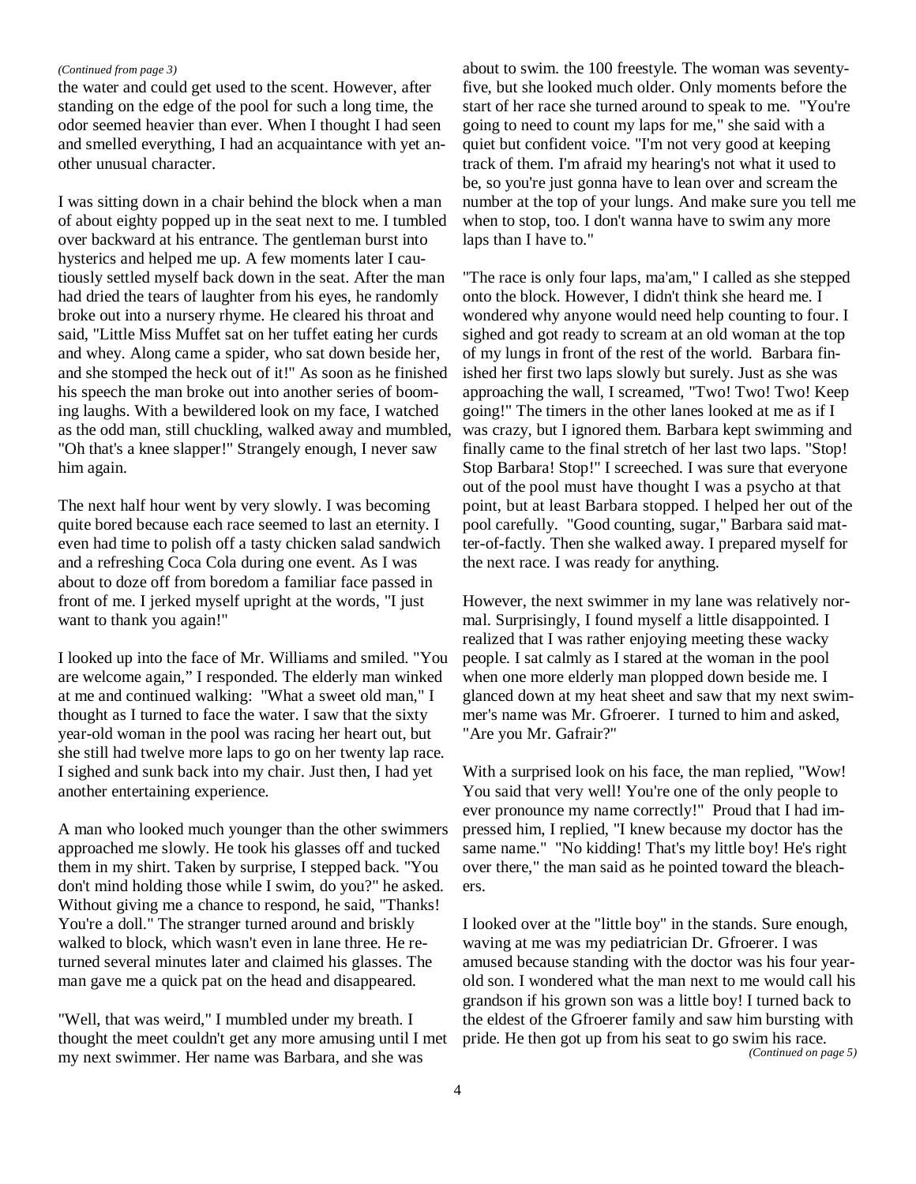*(Continued from page 3)*

the water and could get used to the scent. However, after standing on the edge of the pool for such a long time, the odor seemed heavier than ever. When I thought I had seen and smelled everything, I had an acquaintance with yet another unusual character.

I was sitting down in a chair behind the block when a man of about eighty popped up in the seat next to me. I tumbled over backward at his entrance. The gentleman burst into hysterics and helped me up. A few moments later I cautiously settled myself back down in the seat. After the man had dried the tears of laughter from his eyes, he randomly broke out into a nursery rhyme. He cleared his throat and said, "Little Miss Muffet sat on her tuffet eating her curds and whey. Along came a spider, who sat down beside her, and she stomped the heck out of it!" As soon as he finished his speech the man broke out into another series of booming laughs. With a bewildered look on my face, I watched as the odd man, still chuckling, walked away and mumbled, "Oh that's a knee slapper!" Strangely enough, I never saw him again.

The next half hour went by very slowly. I was becoming quite bored because each race seemed to last an eternity. I even had time to polish off a tasty chicken salad sandwich and a refreshing Coca Cola during one event. As I was about to doze off from boredom a familiar face passed in front of me. I jerked myself upright at the words, "I just want to thank you again!"

I looked up into the face of Mr. Williams and smiled. "You are welcome again," I responded. The elderly man winked at me and continued walking: "What a sweet old man," I thought as I turned to face the water. I saw that the sixty year-old woman in the pool was racing her heart out, but she still had twelve more laps to go on her twenty lap race. I sighed and sunk back into my chair. Just then, I had yet another entertaining experience.

A man who looked much younger than the other swimmers approached me slowly. He took his glasses off and tucked them in my shirt. Taken by surprise, I stepped back. "You don't mind holding those while I swim, do you?" he asked. Without giving me a chance to respond, he said, "Thanks! You're a doll." The stranger turned around and briskly walked to block, which wasn't even in lane three. He returned several minutes later and claimed his glasses. The man gave me a quick pat on the head and disappeared.

"Well, that was weird," I mumbled under my breath. I thought the meet couldn't get any more amusing until I met my next swimmer. Her name was Barbara, and she was about to swim. the 100 freestyle. The woman was seventy-five, but she looked much older. Only moments before the start of her race she turned around to speak to me. "You're going to need to count my laps for me," she said with a quiet but confident voice. "I'm not very good at keeping track of them. I'm afraid my hearing's not what it used to be, so you're just gonna have to lean over and scream the number at the top of your lungs. And make sure you tell me when to stop, too. I don't wanna have to swim any more laps than I have to."

"The race is only four laps, ma'am," I called as she stepped onto the block. However, I didn't think she heard me. I wondered why anyone would need help counting to four. I sighed and got ready to scream at an old woman at the top of my lungs in front of the rest of the world. Barbara finished her first two laps slowly but surely. Just as she was approaching the wall, I screamed, "Two! Two! Two! Keep going!" The timers in the other lanes looked at me as if I was crazy, but I ignored them. Barbara kept swimming and finally came to the final stretch of her last two laps. "Stop! Stop Barbara! Stop!" I screeched. I was sure that everyone out of the pool must have thought I was a psycho at that point, but at least Barbara stopped. I helped her out of the pool carefully. "Good counting, sugar," Barbara said matter-of-factly. Then she walked away. I prepared myself for the next race. I was ready for anything.

However, the next swimmer in my lane was relatively normal. Surprisingly, I found myself a little disappointed. I realized that I was rather enjoying meeting these wacky people. I sat calmly as I stared at the woman in the pool when one more elderly man plopped down beside me. I glanced down at my heat sheet and saw that my next swimmer's name was Mr. Gfroerer. I turned to him and asked, "Are you Mr. Gafrair?"

With a surprised look on his face, the man replied, "Wow! You said that very well! You're one of the only people to ever pronounce my name correctly!" Proud that I had impressed him, I replied, "I knew because my doctor has the same name." "No kidding! That's my little boy! He's right over there," the man said as he pointed toward the bleachers.

I looked over at the "little boy" in the stands. Sure enough, waving at me was my pediatrician Dr. Gfroerer. I was amused because standing with the doctor was his four year-old son. I wondered what the man next to me would call his grandson if his grown son was a little boy! I turned back to the eldest of the Gfroerer family and saw him bursting with pride. He then got up from his seat to go swim his race.

*(Continued on page 5)*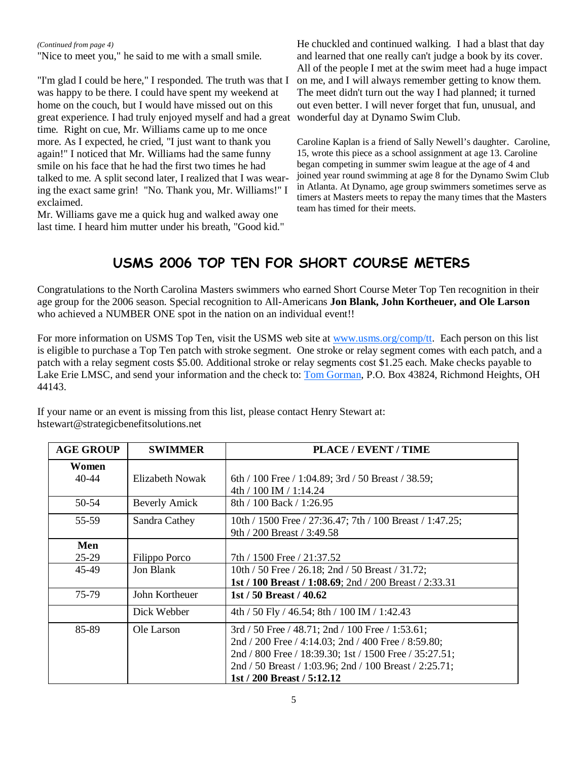*(Continued from page 4)*

"Nice to meet you," he said to me with a small smile.

"I'm glad I could be here," I responded. The truth was that I was happy to be there. I could have spent my weekend at home on the couch, but I would have missed out on this great experience. I had truly enjoyed myself and had a great time. Right on cue, Mr. Williams came up to me once more. As I expected, he cried, "I just want to thank you again!" I noticed that Mr. Williams had the same funny smile on his face that he had the first two times he had talked to me. A split second later, I realized that I was wearing the exact same grin! "No. Thank you, Mr. Williams!" I exclaimed.

Mr. Williams gave me a quick hug and walked away one last time. I heard him mutter under his breath, "Good kid." He chuckled and continued walking. I had a blast that day and learned that one really can't judge a book by its cover. All of the people I met at the swim meet had a huge impact on me, and I will always remember getting to know them. The meet didn't turn out the way I had planned; it turned out even better. I will never forget that fun, unusual, and wonderful day at Dynamo Swim Club.

Caroline Kaplan is a friend of Sally Newell's daughter. Caroline, 15, wrote this piece as a school assignment at age 13. Caroline began competing in summer swim league at the age of 4 and joined year round swimming at age 8 for the Dynamo Swim Club in Atlanta. At Dynamo, age group swimmers sometimes serve as timers at Masters meets to repay the many times that the Masters team has timed for their meets.

## USMS 2006 TOP TEN FOR SHORT COURSE METERS

Congratulations to the North Carolina Masters swimmers who earned Short Course Meter Top Ten recognition in their age group for the 2006 season. Special recognition to All-Americans **Jon Blank, John Kortheuer, and Ole Larson** who achieved a NUMBER ONE spot in the nation on an individual event!!

For more information on USMS Top Ten, visit the USMS web site at www.usms.org/comp/tt. Each person on this list is eligible to purchase a Top Ten patch with stroke segment. One stroke or relay segment comes with each patch, and a patch with a relay segment costs $5.00. Additional stroke or relay segments cost $1.25 each. Make checks payable to Lake Erie LMSC, and send your information and the check to: Tom Gorman, P.O. Box 43824, Richmond Heights, OH 44143.

If your name or an event is missing from this list, please contact Henry Stewart at: hstewart@strategicbenefitsolutions.net

| AGE GROUP | SWIMMER | PLACE / EVENT / TIME |
|---|---|---|
| **Women** 40-44 | Elizabeth Nowak | 6th / 100 Free / 1:04.89; 3rd / 50 Breast / 38.59; 4th / 100 IM / 1:14.24 |
| 50-54 | Beverly Amick | 8th / 100 Back / 1:26.95 |
| 55-59 | Sandra Cathey | 10th / 1500 Free / 27:36.47; 7th / 100 Breast / 1:47.25; 9th / 200 Breast / 3:49.58 |
| **Men** 25-29 | Filippo Porco | 7th / 1500 Free / 21:37.52 |
| 45-49 | Jon Blank | 10th / 50 Free / 26.18; 2nd / 50 Breast / 31.72; **1st / 100 Breast / 1:08.69**; 2nd / 200 Breast / 2:33.31 |
| 75-79 | John Kortheuer | **1st / 50 Breast / 40.62** |
| | Dick Webber | 4th / 50 Fly / 46.54; 8th / 100 IM / 1:42.43 |
| 85-89 | Ole Larson | 3rd / 50 Free / 48.71; 2nd / 100 Free / 1:53.61; 2nd / 200 Free / 4:14.03; 2nd / 400 Free / 8:59.80; 2nd / 800 Free / 18:39.30; 1st / 1500 Free / 35:27.51; 2nd / 50 Breast / 1:03.96; 2nd / 100 Breast / 2:25.71; **1st / 200 Breast / 5:12.12** |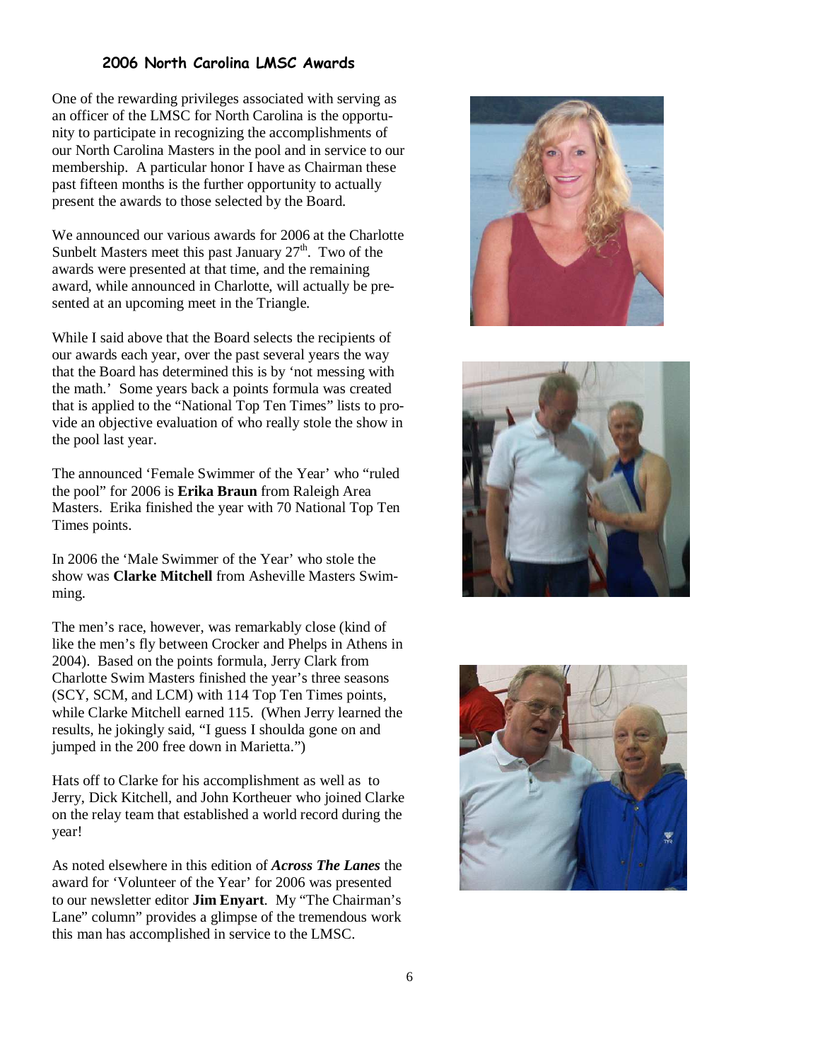### 2006 North Carolina LMSC Awards

One of the rewarding privileges associated with serving as an officer of the LMSC for North Carolina is the opportunity to participate in recognizing the accomplishments of our North Carolina Masters in the pool and in service to our membership. A particular honor I have as Chairman these past fifteen months is the further opportunity to actually present the awards to those selected by the Board.

We announced our various awards for 2006 at the Charlotte Sunbelt Masters meet this past January 27th. Two of the awards were presented at that time, and the remaining award, while announced in Charlotte, will actually be presented at an upcoming meet in the Triangle.

While I said above that the Board selects the recipients of our awards each year, over the past several years the way that the Board has determined this is by 'not messing with the math.' Some years back a points formula was created that is applied to the "National Top Ten Times" lists to provide an objective evaluation of who really stole the show in the pool last year.

The announced 'Female Swimmer of the Year' who "ruled the pool" for 2006 is **Erika Braun** from Raleigh Area Masters. Erika finished the year with 70 National Top Ten Times points.

In 2006 the 'Male Swimmer of the Year' who stole the show was **Clarke Mitchell** from Asheville Masters Swimming.

The men's race, however, was remarkably close (kind of like the men's fly between Crocker and Phelps in Athens in 2004). Based on the points formula, Jerry Clark from Charlotte Swim Masters finished the year's three seasons (SCY, SCM, and LCM) with 114 Top Ten Times points, while Clarke Mitchell earned 115. (When Jerry learned the results, he jokingly said, "I guess I shoulda gone on and jumped in the 200 free down in Marietta.")

Hats off to Clarke for his accomplishment as well as to Jerry, Dick Kitchell, and John Kortheuer who joined Clarke on the relay team that established a world record during the year!

As noted elsewhere in this edition of ***Across The Lanes*** the award for 'Volunteer of the Year' for 2006 was presented to our newsletter editor **Jim Enyart**. My "The Chairman's Lane" column" provides a glimpse of the tremendous work this man has accomplished in service to the LMSC.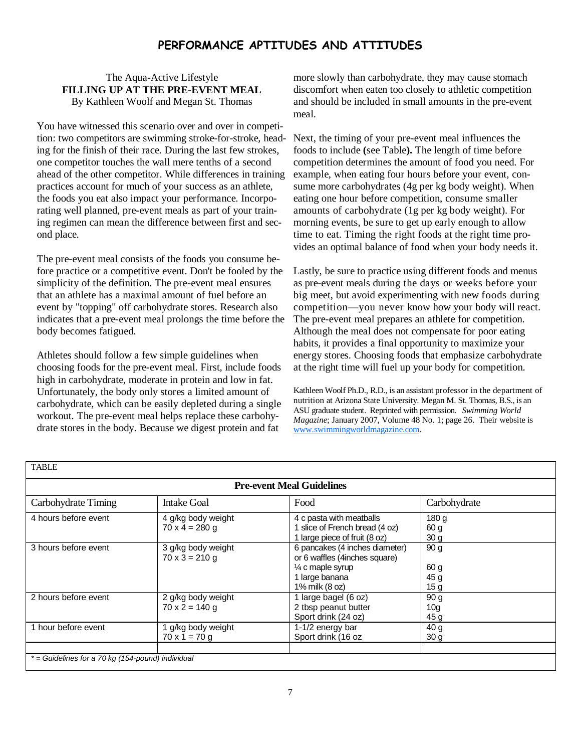# PERFORMANCE APTITUDES AND ATTITUDES

The Aqua-Active Lifestyle

## FILLING UP AT THE PRE-EVENT MEAL

By Kathleen Woolf and Megan St. Thomas

You have witnessed this scenario over and over in competition: two competitors are swimming stroke-for-stroke, heading for the finish of their race. During the last few strokes, one competitor touches the wall mere tenths of a second ahead of the other competitor. While differences in training practices account for much of your success as an athlete, the foods you eat also impact your performance. Incorporating well planned, pre-event meals as part of your training regimen can mean the difference between first and second place.

The pre-event meal consists of the foods you consume before practice or a competitive event. Don't be fooled by the simplicity of the definition. The pre-event meal ensures that an athlete has a maximal amount of fuel before an event by "topping" off carbohydrate stores. Research also indicates that a pre-event meal prolongs the time before the body becomes fatigued.

Athletes should follow a few simple guidelines when choosing foods for the pre-event meal. First, include foods high in carbohydrate, moderate in protein and low in fat. Unfortunately, the body only stores a limited amount of carbohydrate, which can be easily depleted during a single workout. The pre-event meal helps replace these carbohydrate stores in the body. Because we digest protein and fat more slowly than carbohydrate, they may cause stomach discomfort when eaten too closely to athletic competition and should be included in small amounts in the pre-event meal.

Next, the timing of your pre-event meal influences the foods to include **(**see Table**).** The length of time before competition determines the amount of food you need. For example, when eating four hours before your event, consume more carbohydrates (4g per kg body weight). When eating one hour before competition, consume smaller amounts of carbohydrate (1g per kg body weight). For morning events, be sure to get up early enough to allow time to eat. Timing the right foods at the right time provides an optimal balance of food when your body needs it.

Lastly, be sure to practice using different foods and menus as pre-event meals during the days or weeks before your big meet, but avoid experimenting with new foods during competition—you never know how your body will react. The pre-event meal prepares an athlete for competition. Although the meal does not compensate for poor eating habits, it provides a final opportunity to maximize your energy stores. Choosing foods that emphasize carbohydrate at the right time will fuel up your body for competition.

Kathleen Woolf Ph.D., R.D., is an assistant professor in the department of nutrition at Arizona State University. Megan M. St. Thomas, B.S., is an ASU graduate student. Reprinted with permission. *Swimming World Magazine*; January 2007, Volume 48 No. 1; page 26. Their website is www.swimmingworldmagazine.com.

TABLE

**Pre-event Meal Guidelines**

| Carbohydrate Timing | Intake Goal | Food | Carbohydrate |
|---|---|---|---|
| 4 hours before event | 4 g/kg body weight<br>70 x 4 = 280 g | 4 c pasta with meatballs<br>1 slice of French bread (4 oz)<br>1 large piece of fruit (8 oz) | 180 g<br>60 g<br>30 g |
| 3 hours before event | 3 g/kg body weight<br>70 x 3 = 210 g | 6 pancakes (4 inches diameter)<br>or 6 waffles (4inches square)<br>¼ c maple syrup<br>1 large banana<br>1% milk (8 oz) | 90 g<br><br>60 g<br>45 g<br>15 g |
| 2 hours before event | 2 g/kg body weight<br>70 x 2 = 140 g | 1 large bagel (6 oz)<br>2 tbsp peanut butter<br>Sport drink (24 oz) | 90 g<br>10g<br>45 g |
| 1 hour before event | 1 g/kg body weight<br>70 x 1 = 70 g | 1-1/2 energy bar<br>Sport drink (16 oz | 40 g<br>30 g |

*\* = Guidelines for a 70 kg (154-pound) individual*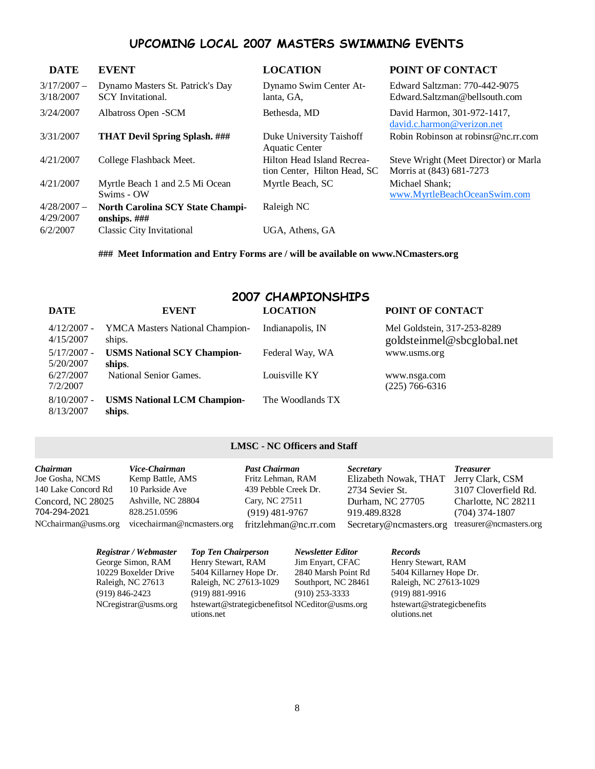## UPCOMING LOCAL 2007 MASTERS SWIMMING EVENTS

| DATE | EVENT | LOCATION | POINT OF CONTACT |
|---|---|---|---|
| 3/17/2007 – 3/18/2007 | Dynamo Masters St. Patrick's Day SCY Invitational. | Dynamo Swim Center Atlanta, GA, | Edward Saltzman: 770-442-9075 Edward.Saltzman@bellsouth.com |
| 3/24/2007 | Albatross Open -SCM | Bethesda, MD | David Harmon, 301-972-1417, david.c.harmon@verizon.net |
| 3/31/2007 | **THAT Devil Spring Splash. ###** | Duke University Taishoff Aquatic Center | Robin Robinson at robinsr@nc.rr.com |
| 4/21/2007 | College Flashback Meet. | Hilton Head Island Recreation Center, Hilton Head, SC | Steve Wright (Meet Director) or Marla Morris at (843) 681-7273 |
| 4/21/2007 | Myrtle Beach 1 and 2.5 Mi Ocean Swims - OW | Myrtle Beach, SC | Michael Shank; www.MyrtleBeachOceanSwim.com |
| 4/28/2007 – 4/29/2007 | **North Carolina SCY State Championships. ###** | Raleigh NC | |
| 6/2/2007 | Classic City Invitational | UGA, Athens, GA | |

**### Meet Information and Entry Forms are / will be available on www.NCmasters.org**

## 2007 CHAMPIONSHIPS

| DATE | EVENT | LOCATION | POINT OF CONTACT |
|---|---|---|---|
| 4/12/2007 - 4/15/2007 | YMCA Masters National Championships. | Indianapolis, IN | Mel Goldstein, 317-253-8289 goldsteinmel@sbcglobal.net |
| 5/17/2007 - 5/20/2007 | **USMS National SCY Championships**. | Federal Way, WA | www.usms.org |
| 6/27/2007 7/2/2007 | National Senior Games. | Louisville KY | www.nsga.com (225) 766-6316 |
| 8/10/2007 - 8/13/2007 | **USMS National LCM Championships**. | The Woodlands TX | |

### LMSC - NC Officers and Staff

***Chairman***
Joe Gosha, NCMS
140 Lake Concord Rd
Concord, NC 28025
704-294-2021
NCchairman@usms.org

***Vice-Chairman***
Kemp Battle, AMS
10 Parkside Ave
Ashville, NC 28804
828.251.0596
vicechairman@ncmasters.org

***Past Chairman***
Fritz Lehman, RAM
439 Pebble Creek Dr.
Cary, NC 27511
(919) 481-9767
fritzlehman@nc.rr.com

***Secretary***
Elizabeth Nowak, THAT
2734 Sevier St.
Durham, NC 27705
919.489.8328
Secretary@ncmasters.org

***Treasurer***
Jerry Clark, CSM
3107 Cloverfield Rd.
Charlotte, NC 28211
(704) 374-1807
treasurer@ncmasters.org

***Registrar / Webmaster***
George Simon, RAM
10229 Boxelder Drive
Raleigh, NC 27613
(919) 846-2423
NCregistrar@usms.org

***Top Ten Chairperson***
Henry Stewart, RAM
5404 Killarney Hope Dr.
Raleigh, NC 27613-1029
(919) 881-9916
hstewart@strategicbenefitsolutions.net

***Newsletter Editor***
Jim Enyart, CFAC
2840 Marsh Point Rd
Southport, NC 28461
(910) 253-3333
NCeditor@usms.org

***Records***
Henry Stewart, RAM
5404 Killarney Hope Dr.
Raleigh, NC 27613-1029
(919) 881-9916
hstewart@strategicbenefitsolutions.net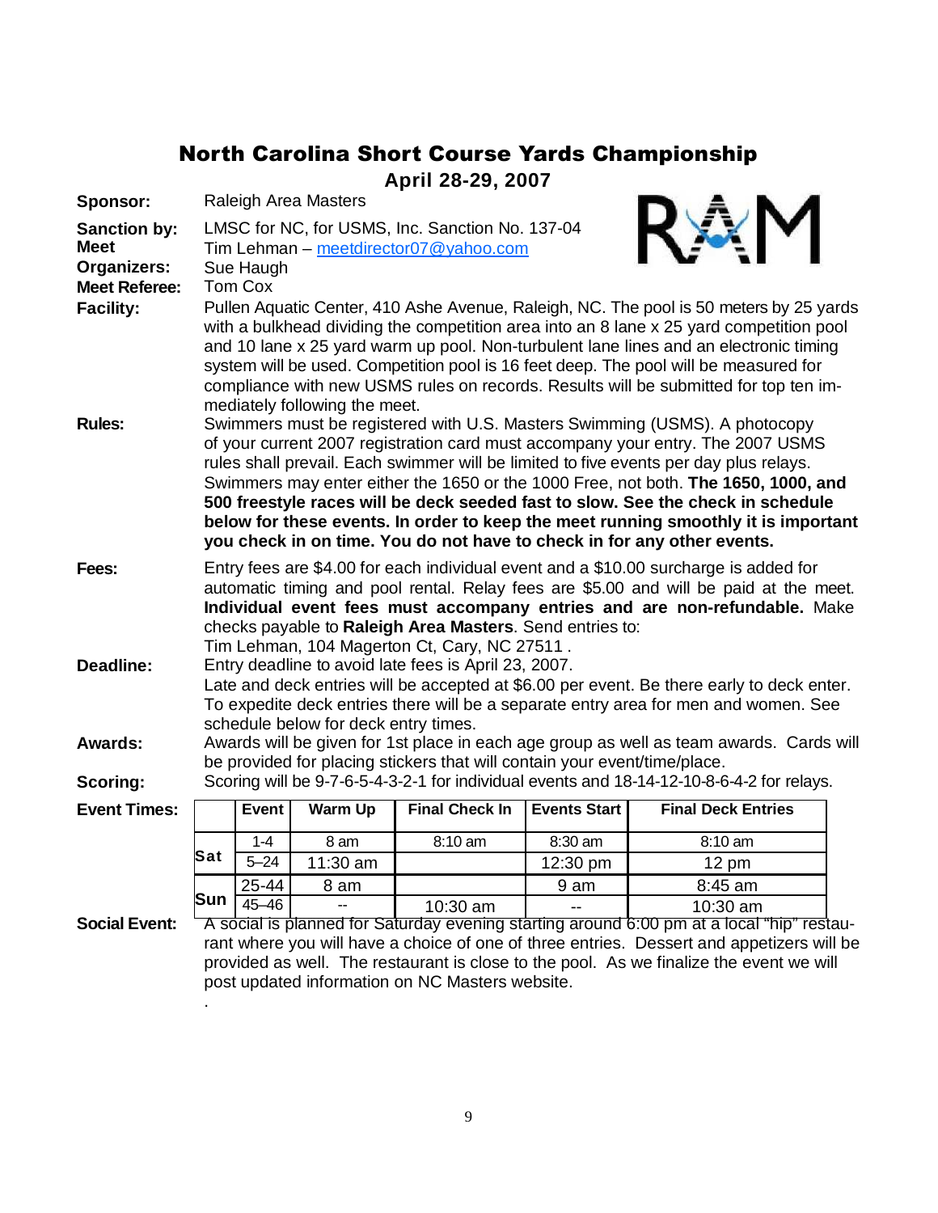# North Carolina Short Course Yards Championship

**April 28-29, 2007**

**Sponsor:** Raleigh Area Masters

**Sanction by:** LMSC for NC, for USMS, Inc. Sanction No. 137-04

**Meet Organizers:** Tim Lehman – meetdirector07@yahoo.com
Sue Haugh

**Meet Referee:** Tom Cox

**Facility:** Pullen Aquatic Center, 410 Ashe Avenue, Raleigh, NC. The pool is 50 meters by 25 yards with a bulkhead dividing the competition area into an 8 lane x 25 yard competition pool and 10 lane x 25 yard warm up pool. Non-turbulent lane lines and an electronic timing system will be used. Competition pool is 16 feet deep. The pool will be measured for compliance with new USMS rules on records. Results will be submitted for top ten immediately following the meet.

**Rules:** Swimmers must be registered with U.S. Masters Swimming (USMS). A photocopy of your current 2007 registration card must accompany your entry. The 2007 USMS rules shall prevail. Each swimmer will be limited to five events per day plus relays. Swimmers may enter either the 1650 or the 1000 Free, not both. **The 1650, 1000, and 500 freestyle races will be deck seeded fast to slow. See the check in schedule below for these events. In order to keep the meet running smoothly it is important you check in on time. You do not have to check in for any other events.**

**Fees:** Entry fees are $4.00 for each individual event and a $10.00 surcharge is added for automatic timing and pool rental. Relay fees are $5.00 and will be paid at the meet. **Individual event fees must accompany entries and are non-refundable.** Make checks payable to **Raleigh Area Masters**. Send entries to:
Tim Lehman, 104 Magerton Ct, Cary, NC 27511 .

**Deadline:** Entry deadline to avoid late fees is April 23, 2007.
Late and deck entries will be accepted at $6.00 per event. Be there early to deck enter. To expedite deck entries there will be a separate entry area for men and women. See schedule below for deck entry times.

**Awards:** Awards will be given for 1st place in each age group as well as team awards. Cards will be provided for placing stickers that will contain your event/time/place.

**Scoring:** Scoring will be 9-7-6-5-4-3-2-1 for individual events and 18-14-12-10-8-6-4-2 for relays.

**Event Times:**

| | Event | Warm Up | Final Check In | Events Start | Final Deck Entries |
|---|---|---|---|---|---|
| Sat | 1-4 | 8 am | 8:10 am | 8:30 am | 8:10 am |
| | 5–24 | 11:30 am | | 12:30 pm | 12 pm |
| Sun | 25-44 | 8 am | | 9 am | 8:45 am |
| | 45–46 | -- | 10:30 am | -- | 10:30 am |

**Social Event:** A social is planned for Saturday evening starting around 6:00 pm at a local "hip" restaurant where you will have a choice of one of three entries. Dessert and appetizers will be provided as well. The restaurant is close to the pool. As we finalize the event we will post updated information on NC Masters website.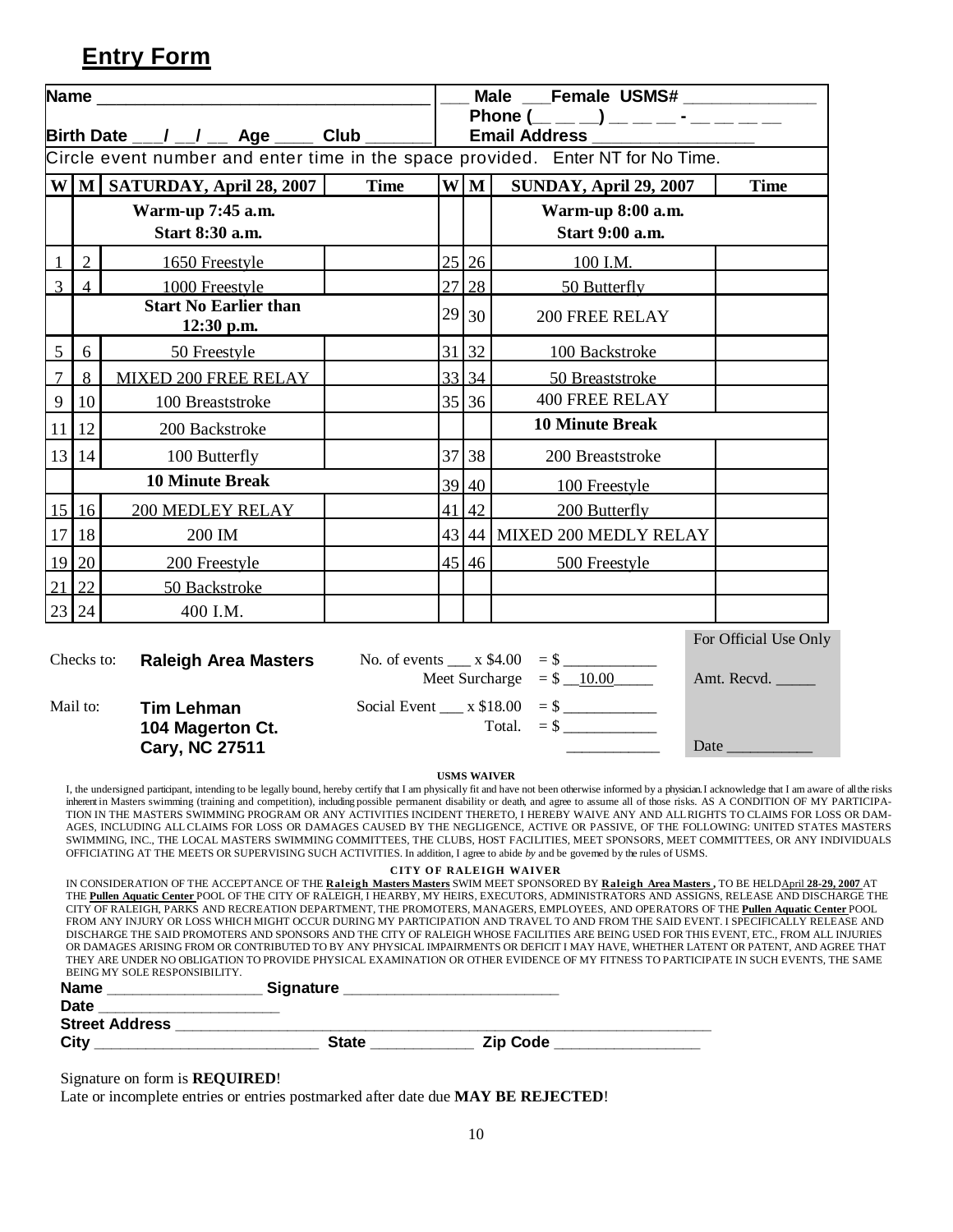## Entry Form

| Name ___________________________________ | ___ Male ___Female USMS# ______________ |
|---|---|
| Birth Date ___/ __/ __ Age ____ Club _______ | Phone (__ __ __) __ __ __ - __ __ __ __<br>Email Address _________________ |

Circle event number and enter time in the space provided. Enter NT for No Time.

| W | M | SATURDAY, April 28, 2007 | Time | W | M | SUNDAY, April 29, 2007 | Time |
|---|---|---|---|---|---|---|---|
| | | **Warm-up 7:45 a.m.**<br>**Start 8:30 a.m.** | | | | **Warm-up 8:00 a.m.**<br>**Start 9:00 a.m.** | |
| 1 | 2 | 1650 Freestyle | | 25 | 26 | 100 I.M. | |
| 3 | 4 | 1000 Freestyle | | 27 | 28 | 50 Butterfly | |
| | | **Start No Earlier than 12:30 p.m.** | | 29 | 30 | 200 FREE RELAY | |
| 5 | 6 | 50 Freestyle | | 31 | 32 | 100 Backstroke | |
| 7 | 8 | MIXED 200 FREE RELAY | | 33 | 34 | 50 Breaststroke | |
| 9 | 10 | 100 Breaststroke | | 35 | 36 | 400 FREE RELAY | |
| 11 | 12 | 200 Backstroke | | | | **10 Minute Break** | |
| 13 | 14 | 100 Butterfly | | 37 | 38 | 200 Breaststroke | |
| | | **10 Minute Break** | | 39 | 40 | 100 Freestyle | |
| 15 | 16 | 200 MEDLEY RELAY | | 41 | 42 | 200 Butterfly | |
| 17 | 18 | 200 IM | | 43 | 44 | MIXED 200 MEDLY RELAY | |
| 19 | 20 | 200 Freestyle | | 45 | 46 | 500 Freestyle | |
| 21 | 22 | 50 Backstroke | | | | | |
| 23 | 24 | 400 I.M. | | | | | |

Checks to: **Raleigh Area Masters**

Mail to: **Tim Lehman**
**104 Magerton Ct.**
**Cary, NC 27511**

No. of events ___ x $4.00 = $ ___________
Meet Surcharge = $ 10.00_____
Social Event ___ x $18.00 = $ ___________
Total. = $ ___________

For Official Use Only
Amt. Recvd. _____
Date __________

**USMS WAIVER**

I, the undersigned participant, intending to be legally bound, hereby certify that I am physically fit and have not been otherwise informed by a physician. I acknowledge that I am aware of all the risks inherent in Masters swimming (training and competition), including possible permanent disability or death, and agree to assume all of those risks. AS A CONDITION OF MY PARTICIPATION IN THE MASTERS SWIMMING PROGRAM OR ANY ACTIVITIES INCIDENT THERETO, I HEREBY WAIVE ANY AND ALL RIGHTS TO CLAIMS FOR LOSS OR DAMAGES, INCLUDING ALL CLAIMS FOR LOSS OR DAMAGES CAUSED BY THE NEGLIGENCE, ACTIVE OR PASSIVE, OF THE FOLLOWING: UNITED STATES MASTERS SWIMMING, INC., THE LOCAL MASTERS SWIMMING COMMITTEES, THE CLUBS, HOST FACILITIES, MEET SPONSORS, MEET COMMITTEES, OR ANY INDIVIDUALS OFFICIATING AT THE MEETS OR SUPERVISING SUCH ACTIVITIES. In addition, I agree to abide *by* and be governed by the rules of USMS.

**CITY OF RALEIGH WAIVER**

IN CONSIDERATION OF THE ACCEPTANCE OF THE **Raleigh Masters Masters** SWIM MEET SPONSORED BY **Raleigh Area Masters ,** TO BE HELD April **28-29, 2007** AT THE **Pullen Aquatic Center** POOL OF THE CITY OF RALEIGH, I HEARBY, MY HEIRS, EXECUTORS, ADMINISTRATORS AND ASSIGNS, RELEASE AND DISCHARGE THE CITY OF RALEIGH, PARKS AND RECREATION DEPARTMENT, THE PROMOTERS, MANAGERS, EMPLOYEES, AND OPERATORS OF THE **Pullen Aquatic Center** POOL FROM ANY INJURY OR LOSS WHICH MIGHT OCCUR DURING MY PARTICIPATION AND TRAVEL TO AND FROM THE SAID EVENT. I SPECIFICALLY RELEASE AND DISCHARGE THE SAID PROMOTERS AND SPONSORS AND THE CITY OF RALEIGH WHOSE FACILITIES ARE BEING USED FOR THIS EVENT, ETC., FROM ALL INJURIES OR DAMAGES ARISING FROM OR CONTRIBUTED TO BY ANY PHYSICAL IMPAIRMENTS OR OTHER DEFICIT I MAY HAVE, WHETHER LATENT OR PATENT, AND AGREE THAT THEY ARE UNDER NO OBLIGATION TO PROVIDE PHYSICAL EXAMINATION OR OTHER EVIDENCE OF MY FITNESS TO PARTICIPATE IN SUCH EVENTS, THE SAME BEING MY SOLE RESPONSIBILITY.

**Name** __________________ **Signature** __________________________
**Date** _____________________
**Street Address** ____________________________________________________________________
**City** ___________________________ **State** ____________ **Zip Code** _________________

Signature on form is **REQUIRED**!
Late or incomplete entries or entries postmarked after date due **MAY BE REJECTED**!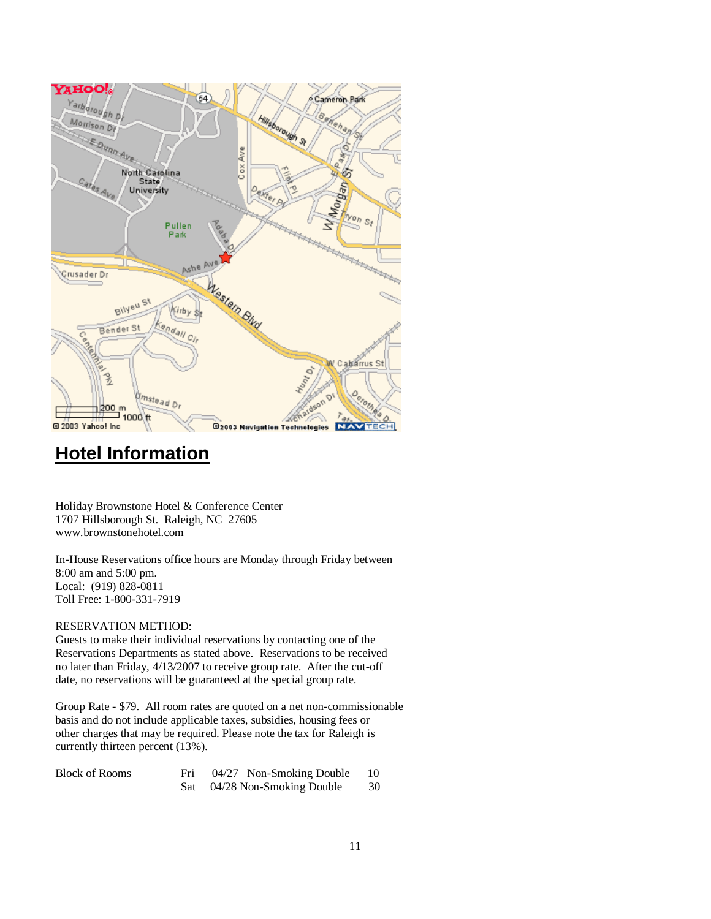## Hotel Information

Holiday Brownstone Hotel & Conference Center
1707 Hillsborough St.  Raleigh, NC  27605
www.brownstonehotel.com

In-House Reservations office hours are Monday through Friday between 8:00 am and 5:00 pm.
Local:  (919) 828-0811
Toll Free: 1-800-331-7919

RESERVATION METHOD:
Guests to make their individual reservations by contacting one of the Reservations Departments as stated above.  Reservations to be received no later than Friday, 4/13/2007 to receive group rate.  After the cut-off date, no reservations will be guaranteed at the special group rate.

Group Rate - $79.  All room rates are quoted on a net non-commissionable basis and do not include applicable taxes, subsidies, housing fees or other charges that may be required. Please note the tax for Raleigh is currently thirteen percent (13%).

| | | | | |
|---|---|---|---|---|
| Block of Rooms | Fri | 04/27 | Non-Smoking Double | 10 |
| | Sat | 04/28 | Non-Smoking Double | 30 |